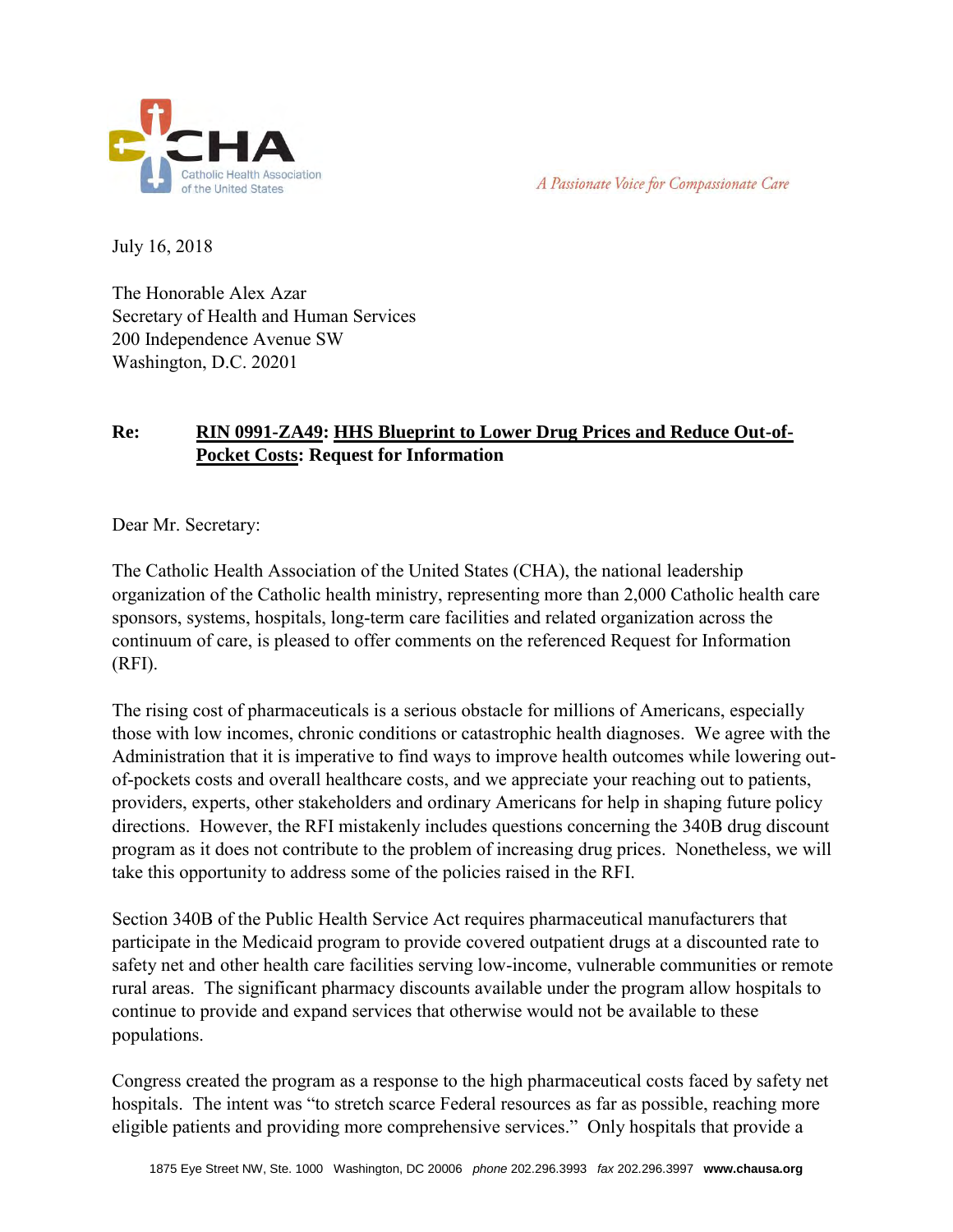Catholic Health Association of the United States

*A Passionate Voice for Compassionate Care*

July 16, 2018

The Honorable Alex Azar
Secretary of Health and Human Services
200 Independence Avenue SW
Washington, D.C. 20201

**Re: RIN 0991-ZA49: HHS Blueprint to Lower Drug Prices and Reduce Out-of-Pocket Costs: Request for Information**

Dear Mr. Secretary:

The Catholic Health Association of the United States (CHA), the national leadership organization of the Catholic health ministry, representing more than 2,000 Catholic health care sponsors, systems, hospitals, long-term care facilities and related organization across the continuum of care, is pleased to offer comments on the referenced Request for Information (RFI).

The rising cost of pharmaceuticals is a serious obstacle for millions of Americans, especially those with low incomes, chronic conditions or catastrophic health diagnoses. We agree with the Administration that it is imperative to find ways to improve health outcomes while lowering out-of-pockets costs and overall healthcare costs, and we appreciate your reaching out to patients, providers, experts, other stakeholders and ordinary Americans for help in shaping future policy directions. However, the RFI mistakenly includes questions concerning the 340B drug discount program as it does not contribute to the problem of increasing drug prices. Nonetheless, we will take this opportunity to address some of the policies raised in the RFI.

Section 340B of the Public Health Service Act requires pharmaceutical manufacturers that participate in the Medicaid program to provide covered outpatient drugs at a discounted rate to safety net and other health care facilities serving low-income, vulnerable communities or remote rural areas. The significant pharmacy discounts available under the program allow hospitals to continue to provide and expand services that otherwise would not be available to these populations.

Congress created the program as a response to the high pharmaceutical costs faced by safety net hospitals. The intent was "to stretch scarce Federal resources as far as possible, reaching more eligible patients and providing more comprehensive services." Only hospitals that provide a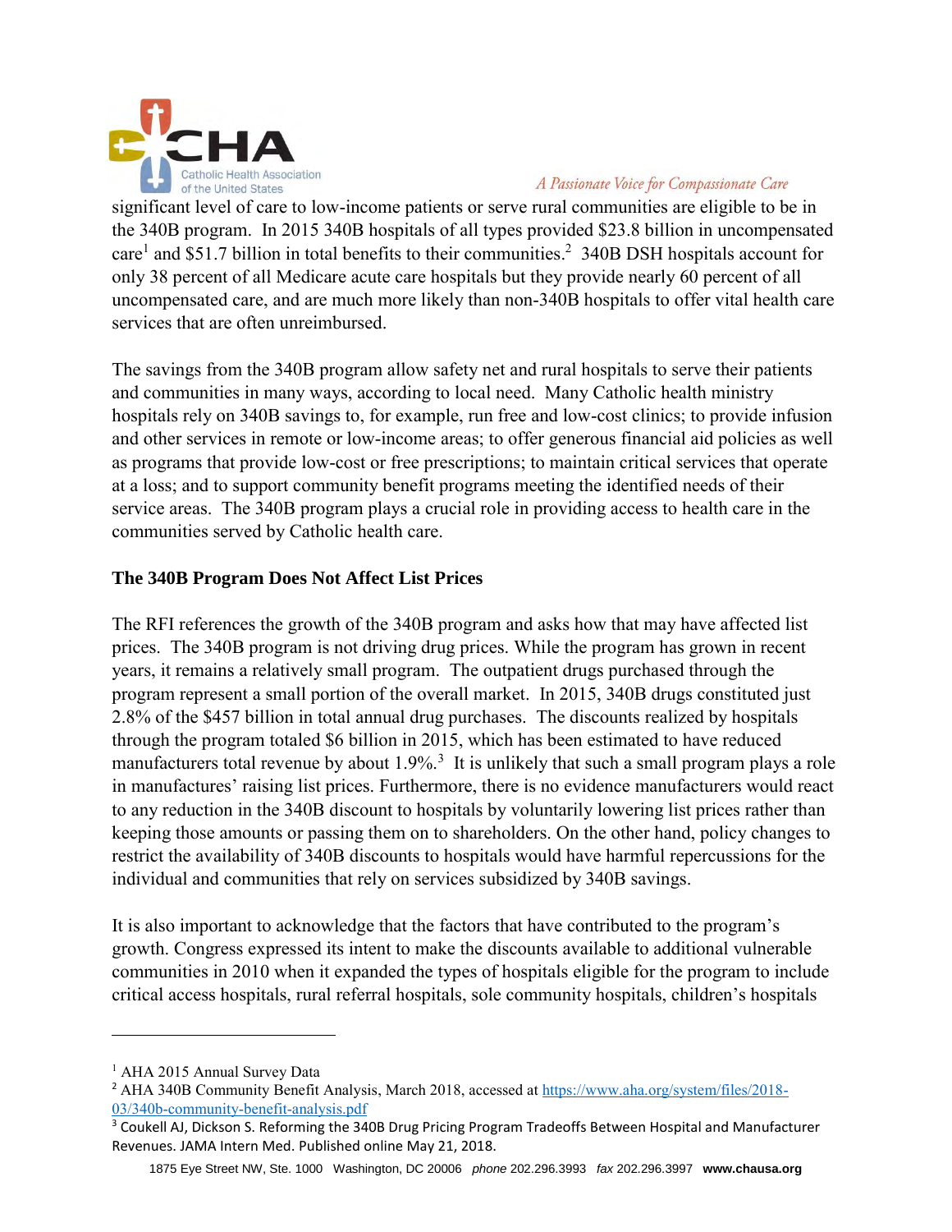significant level of care to low-income patients or serve rural communities are eligible to be in the 340B program. In 2015 340B hospitals of all types provided $23.8 billion in uncompensated care[1] and $51.7 billion in total benefits to their communities.[2] 340B DSH hospitals account for only 38 percent of all Medicare acute care hospitals but they provide nearly 60 percent of all uncompensated care, and are much more likely than non-340B hospitals to offer vital health care services that are often unreimbursed.

The savings from the 340B program allow safety net and rural hospitals to serve their patients and communities in many ways, according to local need. Many Catholic health ministry hospitals rely on 340B savings to, for example, run free and low-cost clinics; to provide infusion and other services in remote or low-income areas; to offer generous financial aid policies as well as programs that provide low-cost or free prescriptions; to maintain critical services that operate at a loss; and to support community benefit programs meeting the identified needs of their service areas. The 340B program plays a crucial role in providing access to health care in the communities served by Catholic health care.

**The 340B Program Does Not Affect List Prices**

The RFI references the growth of the 340B program and asks how that may have affected list prices. The 340B program is not driving drug prices. While the program has grown in recent years, it remains a relatively small program. The outpatient drugs purchased through the program represent a small portion of the overall market. In 2015, 340B drugs constituted just 2.8% of the $457 billion in total annual drug purchases. The discounts realized by hospitals through the program totaled $6 billion in 2015, which has been estimated to have reduced manufacturers total revenue by about 1.9%.[3] It is unlikely that such a small program plays a role in manufactures' raising list prices. Furthermore, there is no evidence manufacturers would react to any reduction in the 340B discount to hospitals by voluntarily lowering list prices rather than keeping those amounts or passing them on to shareholders. On the other hand, policy changes to restrict the availability of 340B discounts to hospitals would have harmful repercussions for the individual and communities that rely on services subsidized by 340B savings.

It is also important to acknowledge that the factors that have contributed to the program's growth. Congress expressed its intent to make the discounts available to additional vulnerable communities in 2010 when it expanded the types of hospitals eligible for the program to include critical access hospitals, rural referral hospitals, sole community hospitals, children's hospitals

---

[1] AHA 2015 Annual Survey Data

[2] AHA 340B Community Benefit Analysis, March 2018, accessed at https://www.aha.org/system/files/2018-03/340b-community-benefit-analysis.pdf

[3] Coukell AJ, Dickson S. Reforming the 340B Drug Pricing Program Tradeoffs Between Hospital and Manufacturer Revenues. JAMA Intern Med. Published online May 21, 2018.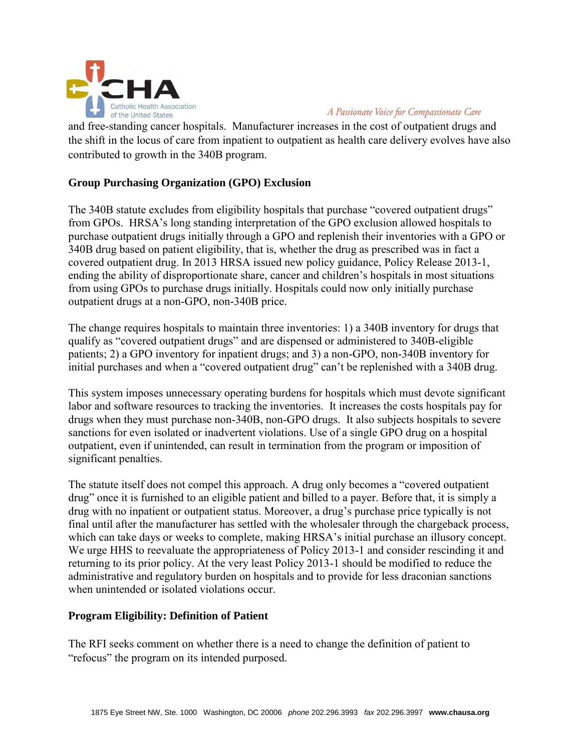and free-standing cancer hospitals. Manufacturer increases in the cost of outpatient drugs and the shift in the locus of care from inpatient to outpatient as health care delivery evolves have also contributed to growth in the 340B program.

**Group Purchasing Organization (GPO) Exclusion**

The 340B statute excludes from eligibility hospitals that purchase "covered outpatient drugs" from GPOs. HRSA's long standing interpretation of the GPO exclusion allowed hospitals to purchase outpatient drugs initially through a GPO and replenish their inventories with a GPO or 340B drug based on patient eligibility, that is, whether the drug as prescribed was in fact a covered outpatient drug. In 2013 HRSA issued new policy guidance, Policy Release 2013-1, ending the ability of disproportionate share, cancer and children's hospitals in most situations from using GPOs to purchase drugs initially. Hospitals could now only initially purchase outpatient drugs at a non-GPO, non-340B price.

The change requires hospitals to maintain three inventories: 1) a 340B inventory for drugs that qualify as "covered outpatient drugs" and are dispensed or administered to 340B-eligible patients; 2) a GPO inventory for inpatient drugs; and 3) a non-GPO, non-340B inventory for initial purchases and when a "covered outpatient drug" can't be replenished with a 340B drug.

This system imposes unnecessary operating burdens for hospitals which must devote significant labor and software resources to tracking the inventories. It increases the costs hospitals pay for drugs when they must purchase non-340B, non-GPO drugs. It also subjects hospitals to severe sanctions for even isolated or inadvertent violations. Use of a single GPO drug on a hospital outpatient, even if unintended, can result in termination from the program or imposition of significant penalties.

The statute itself does not compel this approach. A drug only becomes a "covered outpatient drug" once it is furnished to an eligible patient and billed to a payer. Before that, it is simply a drug with no inpatient or outpatient status. Moreover, a drug's purchase price typically is not final until after the manufacturer has settled with the wholesaler through the chargeback process, which can take days or weeks to complete, making HRSA's initial purchase an illusory concept. We urge HHS to reevaluate the appropriateness of Policy 2013-1 and consider rescinding it and returning to its prior policy. At the very least Policy 2013-1 should be modified to reduce the administrative and regulatory burden on hospitals and to provide for less draconian sanctions when unintended or isolated violations occur.

**Program Eligibility: Definition of Patient**

The RFI seeks comment on whether there is a need to change the definition of patient to "refocus" the program on its intended purposed.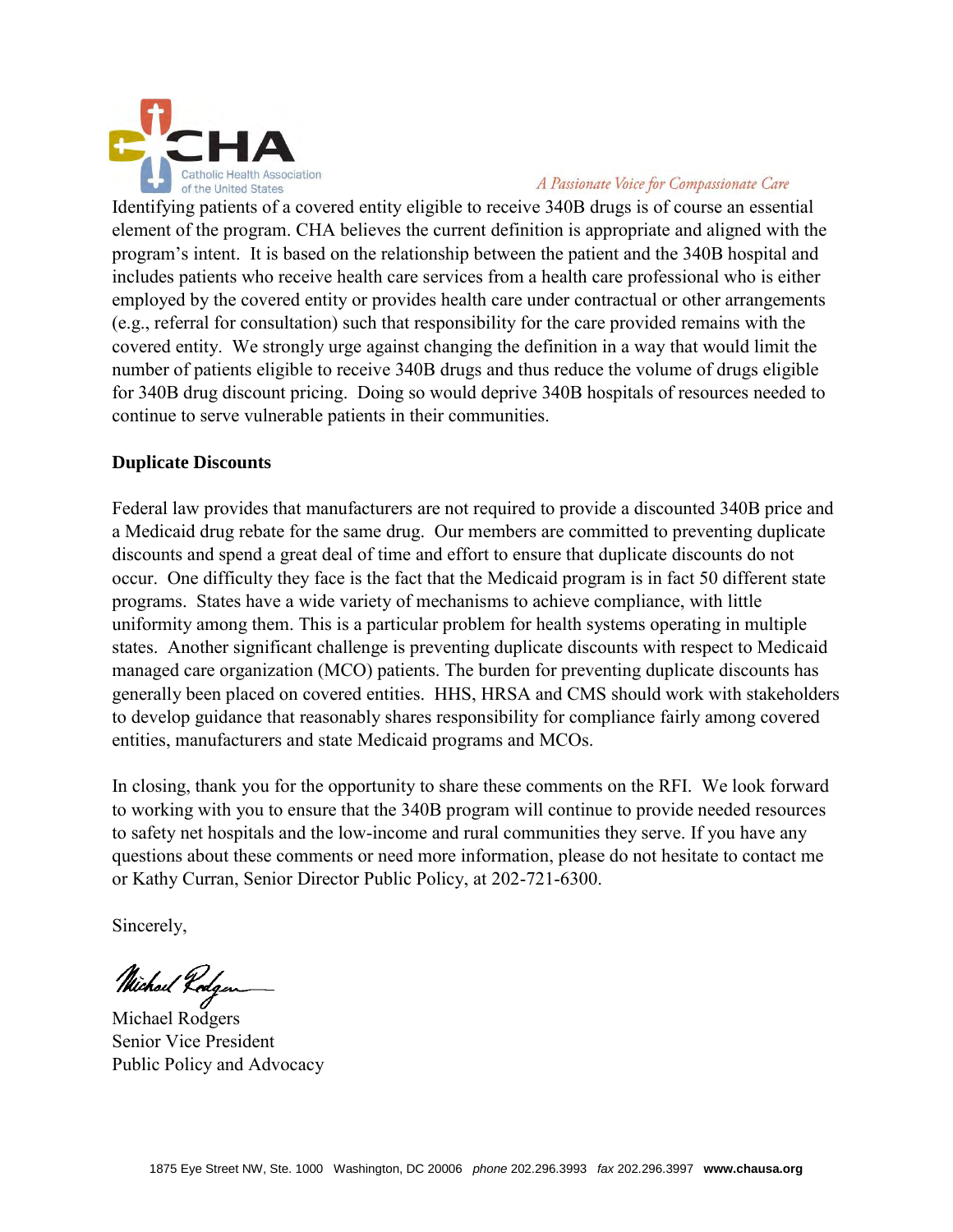Identifying patients of a covered entity eligible to receive 340B drugs is of course an essential element of the program. CHA believes the current definition is appropriate and aligned with the program's intent. It is based on the relationship between the patient and the 340B hospital and includes patients who receive health care services from a health care professional who is either employed by the covered entity or provides health care under contractual or other arrangements (e.g., referral for consultation) such that responsibility for the care provided remains with the covered entity. We strongly urge against changing the definition in a way that would limit the number of patients eligible to receive 340B drugs and thus reduce the volume of drugs eligible for 340B drug discount pricing. Doing so would deprive 340B hospitals of resources needed to continue to serve vulnerable patients in their communities.

**Duplicate Discounts**

Federal law provides that manufacturers are not required to provide a discounted 340B price and a Medicaid drug rebate for the same drug. Our members are committed to preventing duplicate discounts and spend a great deal of time and effort to ensure that duplicate discounts do not occur. One difficulty they face is the fact that the Medicaid program is in fact 50 different state programs. States have a wide variety of mechanisms to achieve compliance, with little uniformity among them. This is a particular problem for health systems operating in multiple states. Another significant challenge is preventing duplicate discounts with respect to Medicaid managed care organization (MCO) patients. The burden for preventing duplicate discounts has generally been placed on covered entities. HHS, HRSA and CMS should work with stakeholders to develop guidance that reasonably shares responsibility for compliance fairly among covered entities, manufacturers and state Medicaid programs and MCOs.

In closing, thank you for the opportunity to share these comments on the RFI. We look forward to working with you to ensure that the 340B program will continue to provide needed resources to safety net hospitals and the low-income and rural communities they serve. If you have any questions about these comments or need more information, please do not hesitate to contact me or Kathy Curran, Senior Director Public Policy, at 202-721-6300.

Sincerely,

Michael Rodgers
Senior Vice President
Public Policy and Advocacy